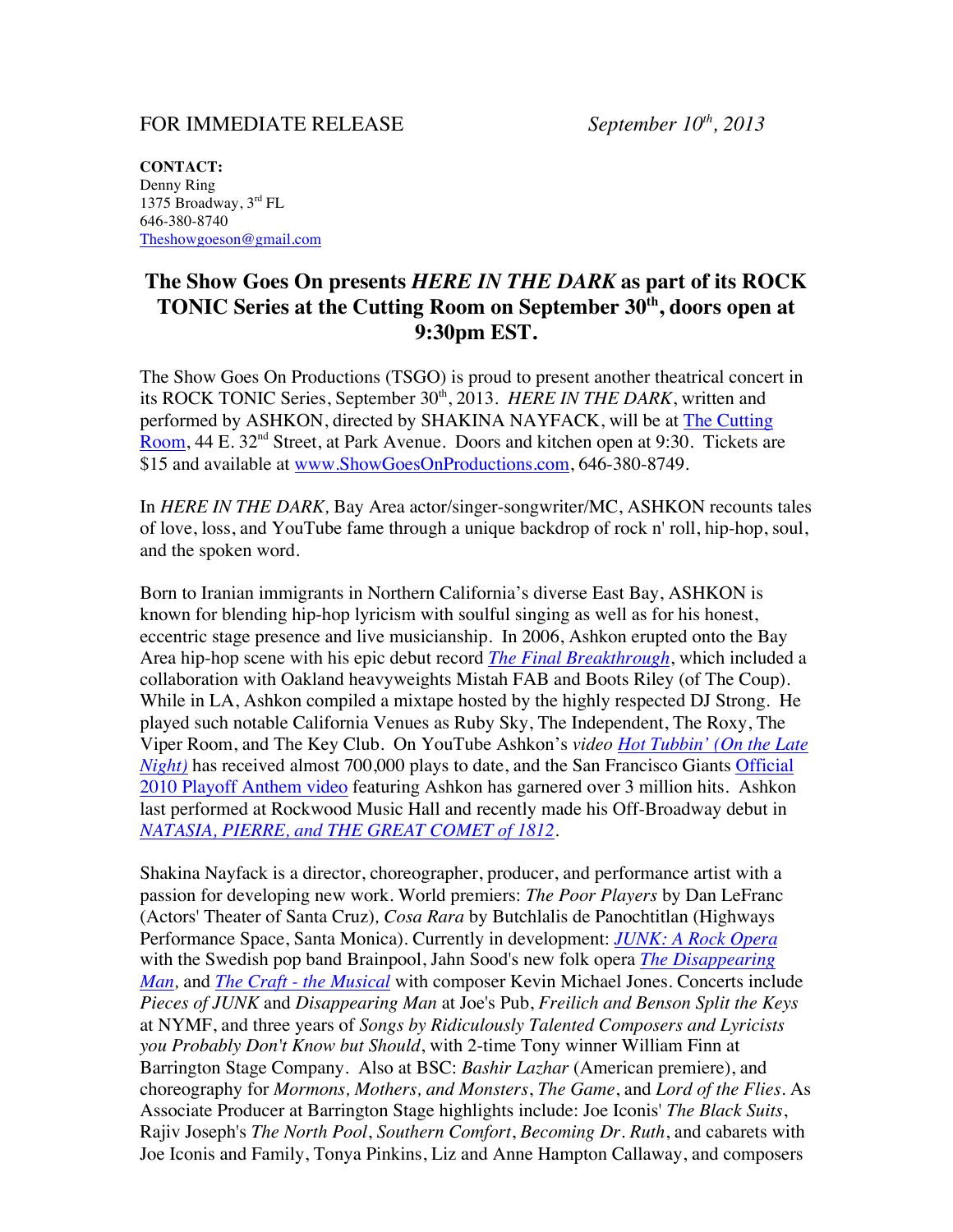FOR IMMEDIATE RELEASE *September 10th, 2013*

**CONTACT:**
Denny Ring
1375 Broadway, 3rd FL
646-380-8740
Theshowgoeson@gmail.com

## The Show Goes On presents *HERE IN THE DARK* as part of its ROCK TONIC Series at the Cutting Room on September 30th, doors open at 9:30pm EST.

The Show Goes On Productions (TSGO) is proud to present another theatrical concert in its ROCK TONIC Series, September 30th, 2013. *HERE IN THE DARK*, written and performed by ASHKON, directed by SHAKINA NAYFACK, will be at The Cutting Room, 44 E. 32nd Street, at Park Avenue. Doors and kitchen open at 9:30. Tickets are $15 and available at www.ShowGoesOnProductions.com, 646-380-8749.

In *HERE IN THE DARK,* Bay Area actor/singer-songwriter/MC, ASHKON recounts tales of love, loss, and YouTube fame through a unique backdrop of rock n' roll, hip-hop, soul, and the spoken word.

Born to Iranian immigrants in Northern California's diverse East Bay, ASHKON is known for blending hip-hop lyricism with soulful singing as well as for his honest, eccentric stage presence and live musicianship. In 2006, Ashkon erupted onto the Bay Area hip-hop scene with his epic debut record *The Final Breakthrough*, which included a collaboration with Oakland heavyweights Mistah FAB and Boots Riley (of The Coup). While in LA, Ashkon compiled a mixtape hosted by the highly respected DJ Strong. He played such notable California Venues as Ruby Sky, The Independent, The Roxy, The Viper Room, and The Key Club. On YouTube Ashkon's *video Hot Tubbin' (On the Late Night)* has received almost 700,000 plays to date, and the San Francisco Giants Official 2010 Playoff Anthem video featuring Ashkon has garnered over 3 million hits. Ashkon last performed at Rockwood Music Hall and recently made his Off-Broadway debut in *NATASIA, PIERRE, and THE GREAT COMET of 1812*.

Shakina Nayfack is a director, choreographer, producer, and performance artist with a passion for developing new work. World premiers: *The Poor Players* by Dan LeFranc (Actors' Theater of Santa Cruz)*, Cosa Rara* by Butchlalis de Panochtitlan (Highways Performance Space, Santa Monica). Currently in development: *JUNK: A Rock Opera* with the Swedish pop band Brainpool, Jahn Sood's new folk opera *The Disappearing Man,* and *The Craft - the Musical* with composer Kevin Michael Jones. Concerts include *Pieces of JUNK* and *Disappearing Man* at Joe's Pub, *Freilich and Benson Split the Keys* at NYMF, and three years of *Songs by Ridiculously Talented Composers and Lyricists you Probably Don't Know but Should*, with 2-time Tony winner William Finn at Barrington Stage Company. Also at BSC: *Bashir Lazhar* (American premiere), and choreography for *Mormons, Mothers, and Monsters*, *The Game*, and *Lord of the Flies*. As Associate Producer at Barrington Stage highlights include: Joe Iconis' *The Black Suits*, Rajiv Joseph's *The North Pool*, *Southern Comfort*, *Becoming Dr. Ruth*, and cabarets with Joe Iconis and Family, Tonya Pinkins, Liz and Anne Hampton Callaway, and composers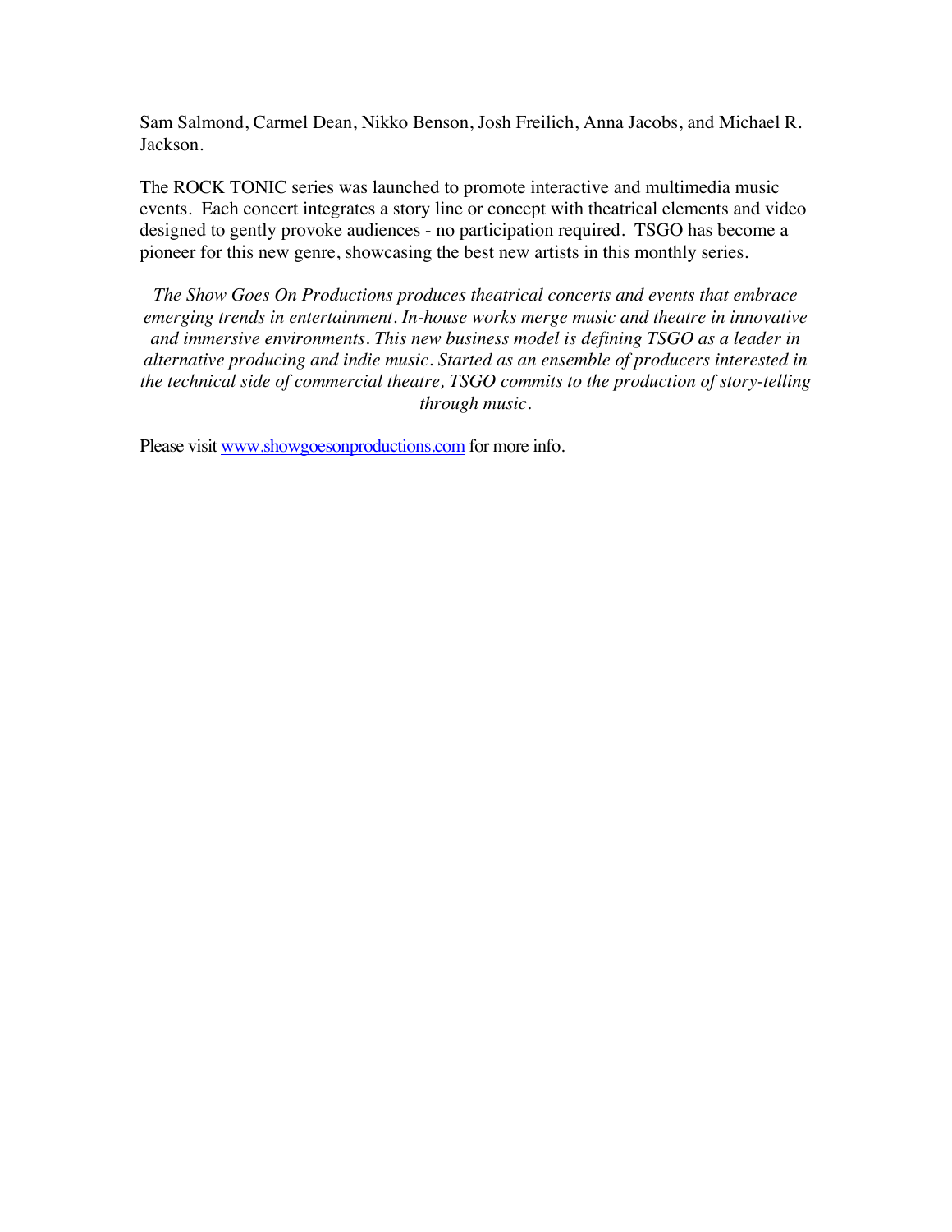Sam Salmond, Carmel Dean, Nikko Benson, Josh Freilich, Anna Jacobs, and Michael R. Jackson.

The ROCK TONIC series was launched to promote interactive and multimedia music events. Each concert integrates a story line or concept with theatrical elements and video designed to gently provoke audiences - no participation required. TSGO has become a pioneer for this new genre, showcasing the best new artists in this monthly series.

*The Show Goes On Productions produces theatrical concerts and events that embrace emerging trends in entertainment. In-house works merge music and theatre in innovative and immersive environments. This new business model is defining TSGO as a leader in alternative producing and indie music. Started as an ensemble of producers interested in the technical side of commercial theatre, TSGO commits to the production of story-telling through music.*

Please visit [www.showgoesonproductions.com](http://www.showgoesonproductions.com) for more info.